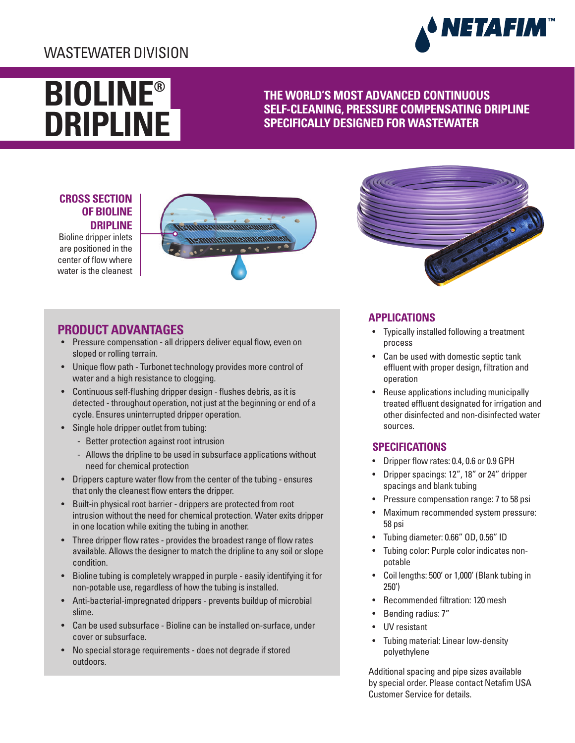WASTEWATER DIVISION

# BIOLINE® DRIPLINE

**THE WORLD'S MOST ADVANCED CONTINUOUS SELF-CLEANING, PRESSURE COMPENSATING DRIPLINE SPECIFICALLY DESIGNED FOR WASTEWATER**

**CROSS SECTION OF BIOLINE DRIPLINE**

Bioline dripper inlets are positioned in the center of flow where water is the cleanest

## PRODUCT ADVANTAGES

- Pressure compensation - all drippers deliver equal flow, even on sloped or rolling terrain.
- Unique flow path - Turbonet technology provides more control of water and a high resistance to clogging.
- Continuous self-flushing dripper design - flushes debris, as it is detected - throughout operation, not just at the beginning or end of a cycle. Ensures uninterrupted dripper operation.
- Single hole dripper outlet from tubing:
  - Better protection against root intrusion
  - Allows the dripline to be used in subsurface applications without need for chemical protection
- Drippers capture water flow from the center of the tubing - ensures that only the cleanest flow enters the dripper.
- Built-in physical root barrier - drippers are protected from root intrusion without the need for chemical protection. Water exits dripper in one location while exiting the tubing in another.
- Three dripper flow rates - provides the broadest range of flow rates available. Allows the designer to match the dripline to any soil or slope condition.
- Bioline tubing is completely wrapped in purple - easily identifying it for non-potable use, regardless of how the tubing is installed.
- Anti-bacterial-impregnated drippers - prevents buildup of microbial slime.
- Can be used subsurface - Bioline can be installed on-surface, under cover or subsurface.
- No special storage requirements - does not degrade if stored outdoors.

## APPLICATIONS

- Typically installed following a treatment process
- Can be used with domestic septic tank effluent with proper design, filtration and operation
- Reuse applications including municipally treated effluent designated for irrigation and other disinfected and non-disinfected water sources.

## SPECIFICATIONS

- Dripper flow rates: 0.4, 0.6 or 0.9 GPH
- Dripper spacings: 12", 18" or 24" dripper spacings and blank tubing
- Pressure compensation range: 7 to 58 psi
- Maximum recommended system pressure: 58 psi
- Tubing diameter: 0.66" OD, 0.56" ID
- Tubing color: Purple color indicates non-potable
- Coil lengths: 500' or 1,000' (Blank tubing in 250')
- Recommended filtration: 120 mesh
- Bending radius: 7"
- UV resistant
- Tubing material: Linear low-density polyethylene

Additional spacing and pipe sizes available by special order. Please contact Netafim USA Customer Service for details.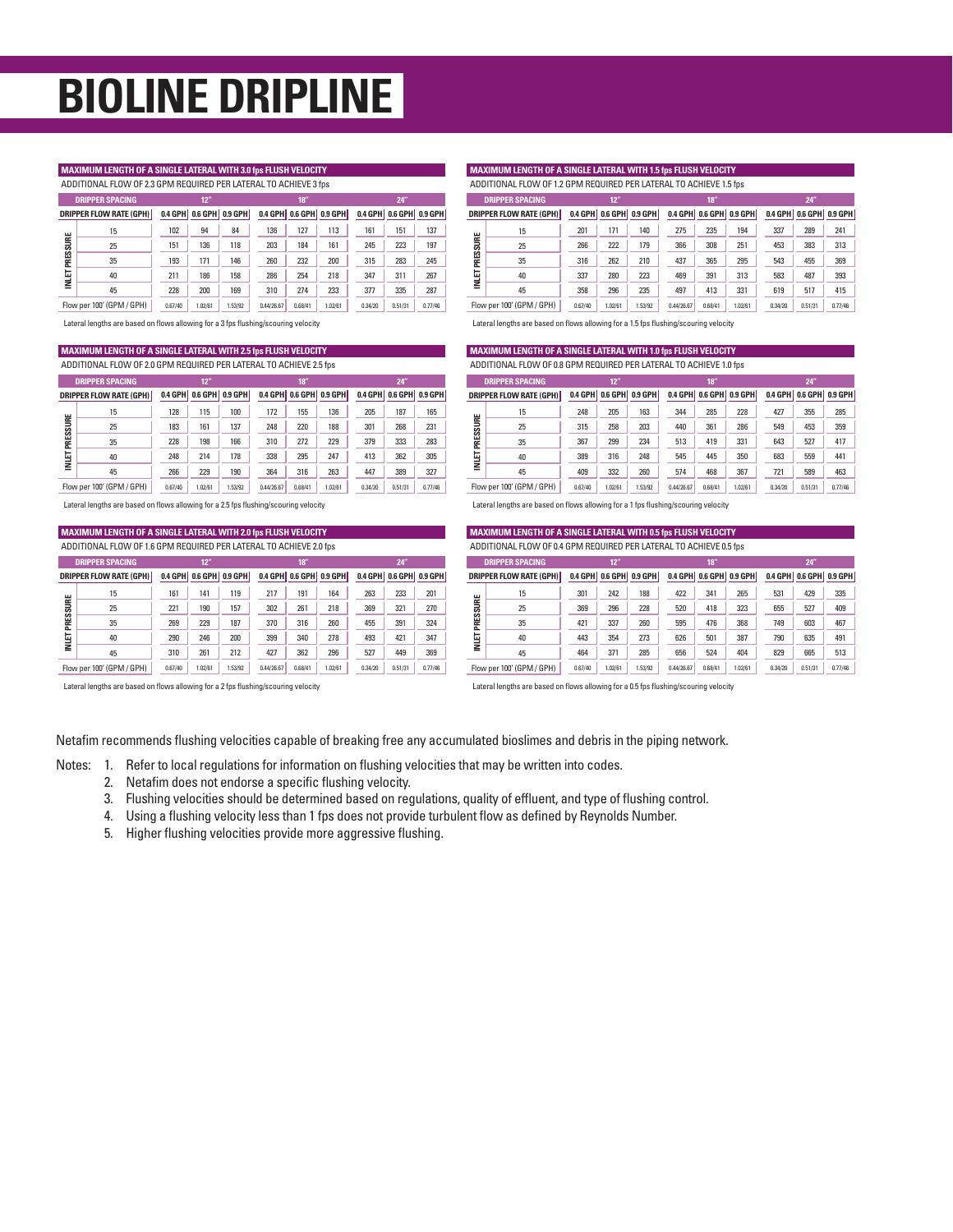# BIOLINE DRIPLINE

### MAXIMUM LENGTH OF A SINGLE LATERAL WITH 3.0 fps FLUSH VELOCITY

ADDITIONAL FLOW OF 2.3 GPM REQUIRED PER LATERAL TO ACHIEVE 3 fps

| DRIPPER SPACING | | 12" | | | 18" | | | 24" | | |
|---|---|---|---|---|---|---|---|---|---|---|
| DRIPPER FLOW RATE (GPH) | | 0.4 GPH | 0.6 GPH | 0.9 GPH | 0.4 GPH | 0.6 GPH | 0.9 GPH | 0.4 GPH | 0.6 GPH | 0.9 GPH |
| INLET PRESSURE | 15 | 102 | 94 | 84 | 136 | 127 | 113 | 161 | 151 | 137 |
| | 25 | 151 | 136 | 118 | 203 | 184 | 161 | 245 | 223 | 197 |
| | 35 | 193 | 171 | 146 | 260 | 232 | 200 | 315 | 283 | 245 |
| | 40 | 211 | 186 | 158 | 286 | 254 | 218 | 347 | 311 | 267 |
| | 45 | 228 | 200 | 169 | 310 | 274 | 233 | 377 | 335 | 287 |
| Flow per 100' (GPM / GPH) | | 0.67/40 | 1.02/61 | 1.53/92 | 0.44/26.67 | 0.68/41 | 1.02/61 | 0.34/20 | 0.51/31 | 0.77/46 |

Lateral lengths are based on flows allowing for a 3 fps flushing/scouring velocity

### MAXIMUM LENGTH OF A SINGLE LATERAL WITH 2.5 fps FLUSH VELOCITY

ADDITIONAL FLOW OF 2.0 GPM REQUIRED PER LATERAL TO ACHIEVE 2.5 fps

| DRIPPER SPACING | | 12" | | | 18" | | | 24" | | |
|---|---|---|---|---|---|---|---|---|---|---|
| DRIPPER FLOW RATE (GPH) | | 0.4 GPH | 0.6 GPH | 0.9 GPH | 0.4 GPH | 0.6 GPH | 0.9 GPH | 0.4 GPH | 0.6 GPH | 0.9 GPH |
| INLET PRESSURE | 15 | 128 | 115 | 100 | 172 | 155 | 136 | 205 | 187 | 165 |
| | 25 | 183 | 161 | 137 | 248 | 220 | 188 | 301 | 268 | 231 |
| | 35 | 228 | 198 | 166 | 310 | 272 | 229 | 379 | 333 | 283 |
| | 40 | 248 | 214 | 178 | 338 | 295 | 247 | 413 | 362 | 305 |
| | 45 | 266 | 229 | 190 | 364 | 316 | 263 | 447 | 389 | 327 |
| Flow per 100' (GPM / GPH) | | 0.67/40 | 1.02/61 | 1.53/92 | 0.44/26.67 | 0.68/41 | 1.02/61 | 0.34/20 | 0.51/31 | 0.77/46 |

Lateral lengths are based on flows allowing for a 2.5 fps flushing/scouring velocity

### MAXIMUM LENGTH OF A SINGLE LATERAL WITH 2.0 fps FLUSH VELOCITY

ADDITIONAL FLOW OF 1.6 GPM REQUIRED PER LATERAL TO ACHIEVE 2.0 fps

| DRIPPER SPACING | | 12" | | | 18" | | | 24" | | |
|---|---|---|---|---|---|---|---|---|---|---|
| DRIPPER FLOW RATE (GPH) | | 0.4 GPH | 0.6 GPH | 0.9 GPH | 0.4 GPH | 0.6 GPH | 0.9 GPH | 0.4 GPH | 0.6 GPH | 0.9 GPH |
| INLET PRESSURE | 15 | 161 | 141 | 119 | 217 | 191 | 164 | 263 | 233 | 201 |
| | 25 | 221 | 190 | 157 | 302 | 261 | 218 | 369 | 321 | 270 |
| | 35 | 269 | 229 | 187 | 370 | 316 | 260 | 455 | 391 | 324 |
| | 40 | 290 | 246 | 200 | 399 | 340 | 278 | 493 | 421 | 347 |
| | 45 | 310 | 261 | 212 | 427 | 362 | 296 | 527 | 449 | 369 |
| Flow per 100' (GPM / GPH) | | 0.67/40 | 1.02/61 | 1.53/92 | 0.44/26.67 | 0.68/41 | 1.02/61 | 0.34/20 | 0.51/31 | 0.77/46 |

Lateral lengths are based on flows allowing for a 2 fps flushing/scouring velocity

### MAXIMUM LENGTH OF A SINGLE LATERAL WITH 1.5 fps FLUSH VELOCITY

ADDITIONAL FLOW OF 1.2 GPM REQUIRED PER LATERAL TO ACHIEVE 1.5 fps

| DRIPPER SPACING | | 12" | | | 18" | | | 24" | | |
|---|---|---|---|---|---|---|---|---|---|---|
| DRIPPER FLOW RATE (GPH) | | 0.4 GPH | 0.6 GPH | 0.9 GPH | 0.4 GPH | 0.6 GPH | 0.9 GPH | 0.4 GPH | 0.6 GPH | 0.9 GPH |
| INLET PRESSURE | 15 | 201 | 171 | 140 | 275 | 235 | 194 | 337 | 289 | 241 |
| | 25 | 266 | 222 | 179 | 366 | 308 | 251 | 453 | 383 | 313 |
| | 35 | 316 | 262 | 210 | 437 | 365 | 295 | 543 | 455 | 369 |
| | 40 | 337 | 280 | 223 | 469 | 391 | 313 | 583 | 487 | 393 |
| | 45 | 358 | 296 | 235 | 497 | 413 | 331 | 619 | 517 | 415 |
| Flow per 100' (GPM / GPH) | | 0.67/40 | 1.02/61 | 1.53/92 | 0.44/26.67 | 0.68/41 | 1.02/61 | 0.34/20 | 0.51/31 | 0.77/46 |

Lateral lengths are based on flows allowing for a 1.5 fps flushing/scouring velocity

### MAXIMUM LENGTH OF A SINGLE LATERAL WITH 1.0 fps FLUSH VELOCITY

ADDITIONAL FLOW OF 0.8 GPM REQUIRED PER LATERAL TO ACHIEVE 1.0 fps

| DRIPPER SPACING | | 12" | | | 18" | | | 24" | | |
|---|---|---|---|---|---|---|---|---|---|---|
| DRIPPER FLOW RATE (GPH) | | 0.4 GPH | 0.6 GPH | 0.9 GPH | 0.4 GPH | 0.6 GPH | 0.9 GPH | 0.4 GPH | 0.6 GPH | 0.9 GPH |
| INLET PRESSURE | 15 | 248 | 205 | 163 | 344 | 285 | 228 | 427 | 355 | 285 |
| | 25 | 315 | 258 | 203 | 440 | 361 | 286 | 549 | 453 | 359 |
| | 35 | 367 | 299 | 234 | 513 | 419 | 331 | 643 | 527 | 417 |
| | 40 | 389 | 316 | 248 | 545 | 445 | 350 | 683 | 559 | 441 |
| | 45 | 409 | 332 | 260 | 574 | 468 | 367 | 721 | 589 | 463 |
| Flow per 100' (GPM / GPH) | | 0.67/40 | 1.02/61 | 1.53/92 | 0.44/26.67 | 0.68/41 | 1.02/61 | 0.34/20 | 0.51/31 | 0.77/46 |

Lateral lengths are based on flows allowing for a 1 fps flushing/scouring velocity

### MAXIMUM LENGTH OF A SINGLE LATERAL WITH 0.5 fps FLUSH VELOCITY

ADDITIONAL FLOW OF 0.4 GPM REQUIRED PER LATERAL TO ACHIEVE 0.5 fps

| DRIPPER SPACING | | 12" | | | 18" | | | 24" | | |
|---|---|---|---|---|---|---|---|---|---|---|
| DRIPPER FLOW RATE (GPH) | | 0.4 GPH | 0.6 GPH | 0.9 GPH | 0.4 GPH | 0.6 GPH | 0.9 GPH | 0.4 GPH | 0.6 GPH | 0.9 GPH |
| INLET PRESSURE | 15 | 301 | 242 | 188 | 422 | 341 | 265 | 531 | 429 | 335 |
| | 25 | 369 | 296 | 228 | 520 | 418 | 323 | 655 | 527 | 409 |
| | 35 | 421 | 337 | 260 | 595 | 476 | 368 | 749 | 603 | 467 |
| | 40 | 443 | 354 | 273 | 626 | 501 | 387 | 790 | 635 | 491 |
| | 45 | 464 | 371 | 285 | 656 | 524 | 404 | 829 | 665 | 513 |
| Flow per 100' (GPM / GPH) | | 0.67/40 | 1.02/61 | 1.53/92 | 0.44/26.67 | 0.68/41 | 1.02/61 | 0.34/20 | 0.51/31 | 0.77/46 |

Lateral lengths are based on flows allowing for a 0.5 fps flushing/scouring velocity

Netafim recommends flushing velocities capable of breaking free any accumulated bioslimes and debris in the piping network.

Notes:
1. Refer to local regulations for information on flushing velocities that may be written into codes.
2. Netafim does not endorse a specific flushing velocity.
3. Flushing velocities should be determined based on regulations, quality of effluent, and type of flushing control.
4. Using a flushing velocity less than 1 fps does not provide turbulent flow as defined by Reynolds Number.
5. Higher flushing velocities provide more aggressive flushing.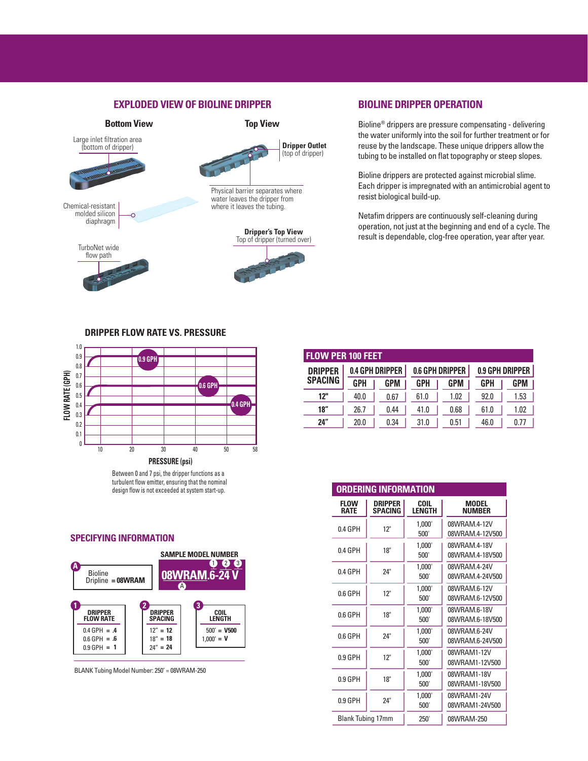## EXPLODED VIEW OF BIOLINE DRIPPER

**Bottom View**

Large inlet filtration area (bottom of dripper)

Chemical-resistant molded silicon diaphragm

TurboNet wide flow path

**Top View**

**Dripper Outlet** (top of dripper)

Physical barrier separates where water leaves the dripper from where it leaves the tubing.

**Dripper's Top View**
Top of dripper (turned over)

## BIOLINE DRIPPER OPERATION

Bioline® drippers are pressure compensating - delivering the water uniformly into the soil for further treatment or for reuse by the landscape. These unique drippers allow the tubing to be installed on flat topography or steep slopes.

Bioline drippers are protected against microbial slime. Each dripper is impregnated with an antimicrobial agent to resist biological build-up.

Netafim drippers are continuously self-cleaning during operation, not just at the beginning and end of a cycle. The result is dependable, clog-free operation, year after year.

## DRIPPER FLOW RATE VS. PRESSURE

FLOW RATE (GPH): 0.9 GPH, 0.6 GPH, 0.4 GPH

PRESSURE (psi): 10, 20, 30, 40, 50, 58

Between 0 and 7 psi, the dripper functions as a turbulent flow emitter, ensuring that the nominal design flow is not exceeded at system start-up.

## FLOW PER 100 FEET

| DRIPPER SPACING | 0.4 GPH DRIPPER | | 0.6 GPH DRIPPER | | 0.9 GPH DRIPPER | |
|---|---|---|---|---|---|---|
| | GPH | GPM | GPH | GPM | GPH | GPM |
| 12" | 40.0 | 0.67 | 61.0 | 1.02 | 92.0 | 1.53 |
| 18" | 26.7 | 0.44 | 41.0 | 0.68 | 61.0 | 1.02 |
| 24" | 20.0 | 0.34 | 31.0 | 0.51 | 46.0 | 0.77 |

## SPECIFYING INFORMATION

**SAMPLE MODEL NUMBER**: 08WRAM.6-24 V

A — Bioline Dripline = **08WRAM**

1 — DRIPPER FLOW RATE
- 0.4 GPH = **.4**
- 0.6 GPH = **.6**
- 0.9 GPH = **1**

2 — DRIPPER SPACING
- 12" = **12**
- 18" = **18**
- 24" = **24**

3 — COIL LENGTH
- 500' = **V500**
- 1,000' = **V**

BLANK Tubing Model Number: 250' = 08WRAM-250

## ORDERING INFORMATION

| FLOW RATE | DRIPPER SPACING | COIL LENGTH | MODEL NUMBER |
|---|---|---|---|
| 0.4 GPH | 12" | 1,000'<br>500' | 08WRAM.4-12V<br>08WRAM.4-12V500 |
| 0.4 GPH | 18" | 1,000'<br>500' | 08WRAM.4-18V<br>08WRAM.4-18V500 |
| 0.4 GPH | 24" | 1,000'<br>500' | 08WRAM.4-24V<br>08WRAM.4-24V500 |
| 0.6 GPH | 12" | 1,000'<br>500' | 08WRAM.6-12V<br>08WRAM.6-12V500 |
| 0.6 GPH | 18" | 1,000'<br>500' | 08WRAM.6-18V<br>08WRAM.6-18V500 |
| 0.6 GPH | 24" | 1,000'<br>500' | 08WRAM.6-24V<br>08WRAM.6-24V500 |
| 0.9 GPH | 12" | 1,000'<br>500' | 08WRAM1-12V<br>08WRAM1-12V500 |
| 0.9 GPH | 18" | 1,000'<br>500' | 08WRAM1-18V<br>08WRAM1-18V500 |
| 0.9 GPH | 24" | 1,000'<br>500' | 08WRAM1-24V<br>08WRAM1-24V500 |
| Blank Tubing 17mm | | 250' | 08WRAM-250 |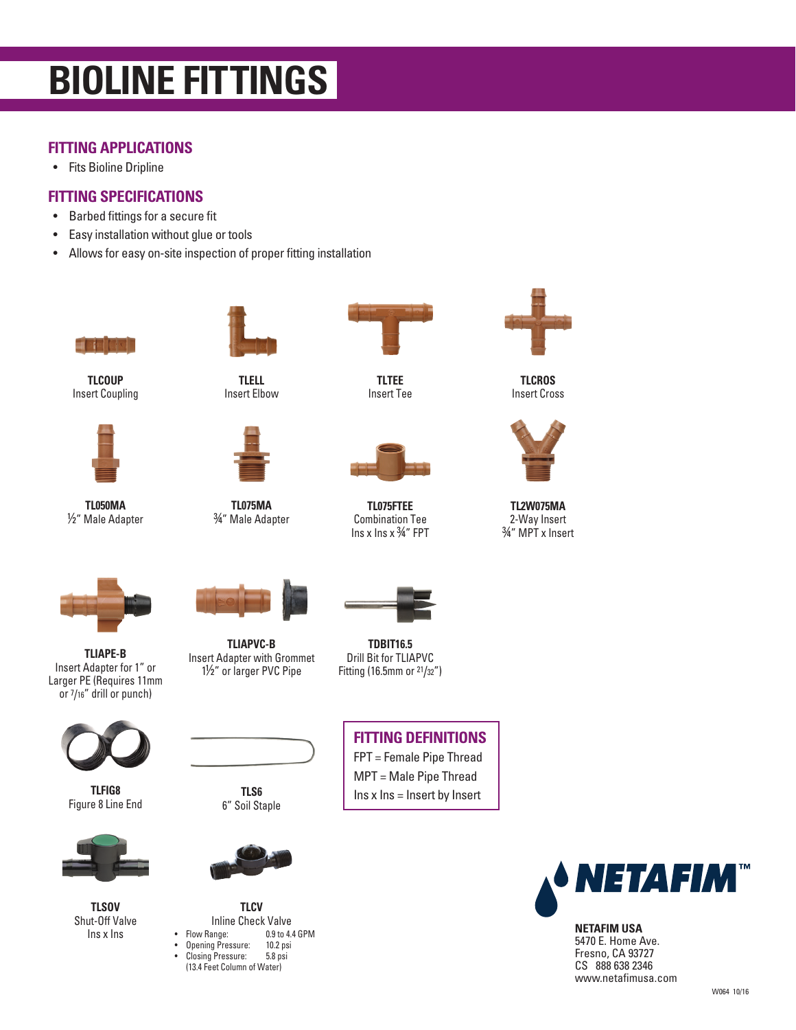# BIOLINE FITTINGS

## FITTING APPLICATIONS

- Fits Bioline Dripline

## FITTING SPECIFICATIONS

- Barbed fittings for a secure fit
- Easy installation without glue or tools
- Allows for easy on-site inspection of proper fitting installation

**TLCOUP**
Insert Coupling

**TLELL**
Insert Elbow

**TLTEE**
Insert Tee

**TLCROS**
Insert Cross

**TL050MA**
½″ Male Adapter

**TL075MA**
¾″ Male Adapter

**TL075FTEE**
Combination Tee
Ins x Ins x ¾″ FPT

**TL2W075MA**
2-Way Insert
¾″ MPT x Insert

**TLIAPE-B**
Insert Adapter for 1″ or Larger PE (Requires 11mm or 7/16″ drill or punch)

**TLIAPVC-B**
Insert Adapter with Grommet
1½″ or larger PVC Pipe

**TDBIT16.5**
Drill Bit for TLIAPVC Fitting (16.5mm or 21/32″)

**TLFIG8**
Figure 8 Line End

**TLS6**
6″ Soil Staple

### FITTING DEFINITIONS

FPT = Female Pipe Thread
MPT = Male Pipe Thread
Ins x Ins = Insert by Insert

**TLSOV**
Shut-Off Valve
Ins x Ins

**TLCV**
Inline Check Valve

- Flow Range: 0.9 to 4.4 GPM
- Opening Pressure: 10.2 psi
- Closing Pressure: 5.8 psi
  (13.4 Feet Column of Water)

**NETAFIM™**

**NETAFIM USA**
5470 E. Home Ave.
Fresno, CA 93727
CS 888 638 2346
www.netafimusa.com

W064 10/16